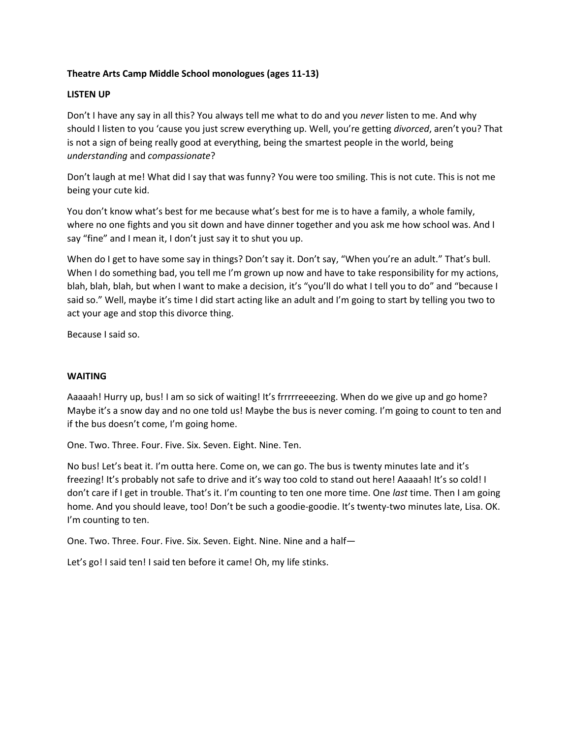**Theatre Arts Camp Middle School monologues (ages 11-13)**

**LISTEN UP**

Don't I have any say in all this? You always tell me what to do and you *never* listen to me. And why should I listen to you 'cause you just screw everything up. Well, you're getting *divorced*, aren't you? That is not a sign of being really good at everything, being the smartest people in the world, being *understanding* and *compassionate*?

Don't laugh at me! What did I say that was funny? You were too smiling. This is not cute. This is not me being your cute kid.

You don't know what's best for me because what's best for me is to have a family, a whole family, where no one fights and you sit down and have dinner together and you ask me how school was. And I say "fine" and I mean it, I don't just say it to shut you up.

When do I get to have some say in things? Don't say it. Don't say, "When you're an adult." That's bull. When I do something bad, you tell me I'm grown up now and have to take responsibility for my actions, blah, blah, blah, but when I want to make a decision, it's "you'll do what I tell you to do" and "because I said so." Well, maybe it's time I did start acting like an adult and I'm going to start by telling you two to act your age and stop this divorce thing.

Because I said so.

**WAITING**

Aaaaah! Hurry up, bus! I am so sick of waiting! It's frrrrreeeezing. When do we give up and go home? Maybe it's a snow day and no one told us! Maybe the bus is never coming. I'm going to count to ten and if the bus doesn't come, I'm going home.

One. Two. Three. Four. Five. Six. Seven. Eight. Nine. Ten.

No bus! Let's beat it. I'm outta here. Come on, we can go. The bus is twenty minutes late and it's freezing! It's probably not safe to drive and it's way too cold to stand out here! Aaaaah! It's so cold! I don't care if I get in trouble. That's it. I'm counting to ten one more time. One *last* time. Then I am going home. And you should leave, too! Don't be such a goodie-goodie. It's twenty-two minutes late, Lisa. OK. I'm counting to ten.

One. Two. Three. Four. Five. Six. Seven. Eight. Nine. Nine and a half—

Let's go! I said ten! I said ten before it came! Oh, my life stinks.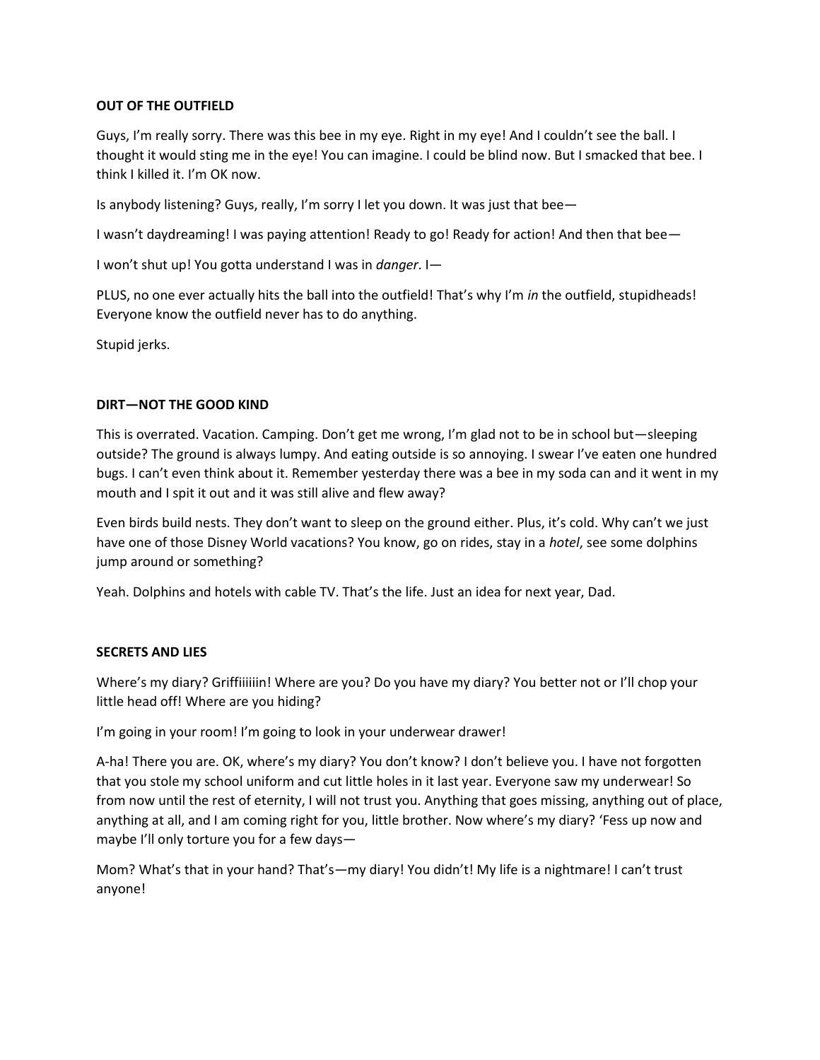**OUT OF THE OUTFIELD**

Guys, I'm really sorry. There was this bee in my eye. Right in my eye! And I couldn't see the ball. I thought it would sting me in the eye! You can imagine. I could be blind now. But I smacked that bee. I think I killed it. I'm OK now.

Is anybody listening? Guys, really, I'm sorry I let you down. It was just that bee—

I wasn't daydreaming! I was paying attention! Ready to go! Ready for action! And then that bee—

I won't shut up! You gotta understand I was in *danger*. I—

PLUS, no one ever actually hits the ball into the outfield! That's why I'm *in* the outfield, stupidheads! Everyone know the outfield never has to do anything.

Stupid jerks.

**DIRT—NOT THE GOOD KIND**

This is overrated. Vacation. Camping. Don't get me wrong, I'm glad not to be in school but—sleeping outside? The ground is always lumpy. And eating outside is so annoying. I swear I've eaten one hundred bugs. I can't even think about it. Remember yesterday there was a bee in my soda can and it went in my mouth and I spit it out and it was still alive and flew away?

Even birds build nests. They don't want to sleep on the ground either. Plus, it's cold. Why can't we just have one of those Disney World vacations? You know, go on rides, stay in a *hotel*, see some dolphins jump around or something?

Yeah. Dolphins and hotels with cable TV. That's the life. Just an idea for next year, Dad.

**SECRETS AND LIES**

Where's my diary? Griffiiiiiin! Where are you? Do you have my diary? You better not or I'll chop your little head off! Where are you hiding?

I'm going in your room! I'm going to look in your underwear drawer!

A-ha! There you are. OK, where's my diary? You don't know? I don't believe you. I have not forgotten that you stole my school uniform and cut little holes in it last year. Everyone saw my underwear! So from now until the rest of eternity, I will not trust you. Anything that goes missing, anything out of place, anything at all, and I am coming right for you, little brother. Now where's my diary? 'Fess up now and maybe I'll only torture you for a few days—

Mom? What's that in your hand? That's—my diary! You didn't! My life is a nightmare! I can't trust anyone!